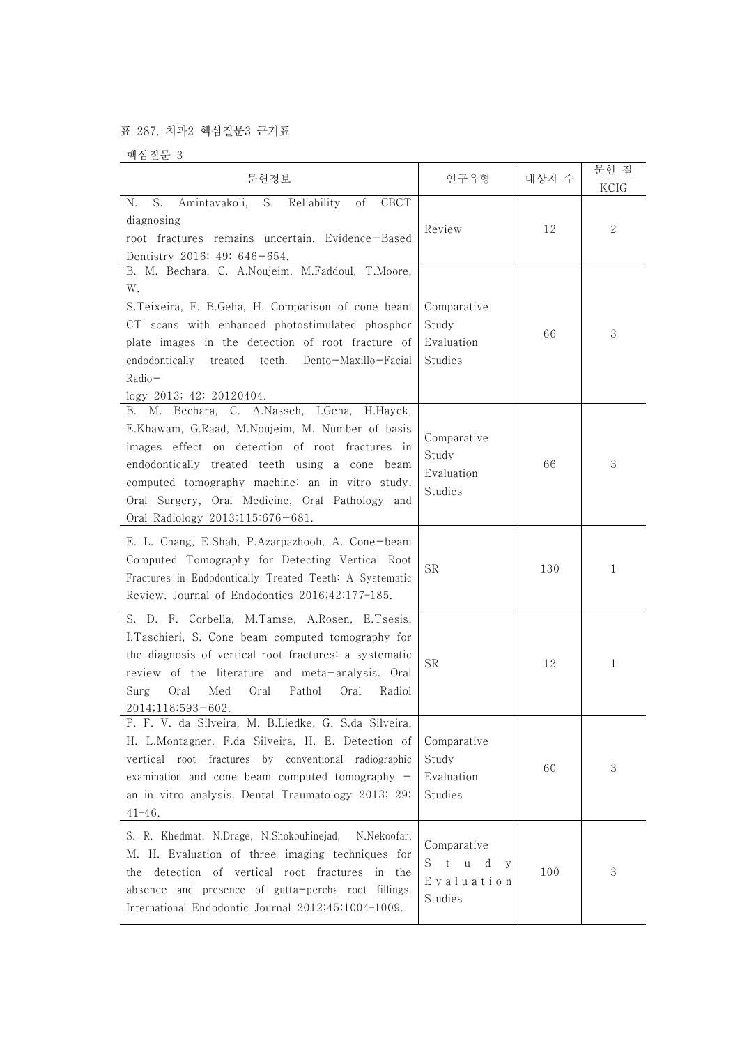표 287. 치과2 핵심질문3 근거표

핵심질문 3

| 문헌정보 | 연구유형 | 대상자 수 | 문헌 질 KCIG |
|---|---|---|---|
| N. S. Amintavakoli, S. Reliability of CBCT diagnosing root fractures remains uncertain. Evidence-Based Dentistry 2016; 49: 646-654. | Review | 12 | 2 |
| B. M. Bechara, C. A.Noujeim, M.Faddoul, T.Moore, W. S.Teixeira, F. B.Geha, H. Comparison of cone beam CT scans with enhanced photostimulated phosphor plate images in the detection of root fracture of endodontically treated teeth. Dento-Maxillo-Facial Radio-logy 2013; 42: 20120404. | Comparative Study Evaluation Studies | 66 | 3 |
| B. M. Bechara, C. A.Nasseh, I.Geha, H.Hayek, E.Khawam, G.Raad, M.Noujeim, M. Number of basis images effect on detection of root fractures in endodontically treated teeth using a cone beam computed tomography machine: an in vitro study. Oral Surgery, Oral Medicine, Oral Pathology and Oral Radiology 2013;115:676-681. | Comparative Study Evaluation Studies | 66 | 3 |
| E. L. Chang, E.Shah, P.Azarpazhooh, A. Cone-beam Computed Tomography for Detecting Vertical Root Fractures in Endodontically Treated Teeth: A Systematic Review. Journal of Endodontics 2016;42:177-185. | SR | 130 | 1 |
| S. D. F. Corbella, M.Tamse, A.Rosen, E.Tsesis, I.Taschieri, S. Cone beam computed tomography for the diagnosis of vertical root fractures: a systematic review of the literature and meta-analysis. Oral Surg Oral Med Oral Pathol Oral Radiol 2014;118:593-602. | SR | 12 | 1 |
| P. F. V. da Silveira, M. B.Liedke, G. S.da Silveira, H. L.Montagner, F.da Silveira, H. E. Detection of vertical root fractures by conventional radiographic examination and cone beam computed tomography - an in vitro analysis. Dental Traumatology 2013; 29: 41-46. | Comparative Study Evaluation Studies | 60 | 3 |
| S. R. Khedmat, N.Drage, N.Shokouhinejad, N.Nekoofar, M. H. Evaluation of three imaging techniques for the detection of vertical root fractures in the absence and presence of gutta-percha root fillings. International Endodontic Journal 2012;45:1004-1009. | Comparative Study Evaluation Studies | 100 | 3 |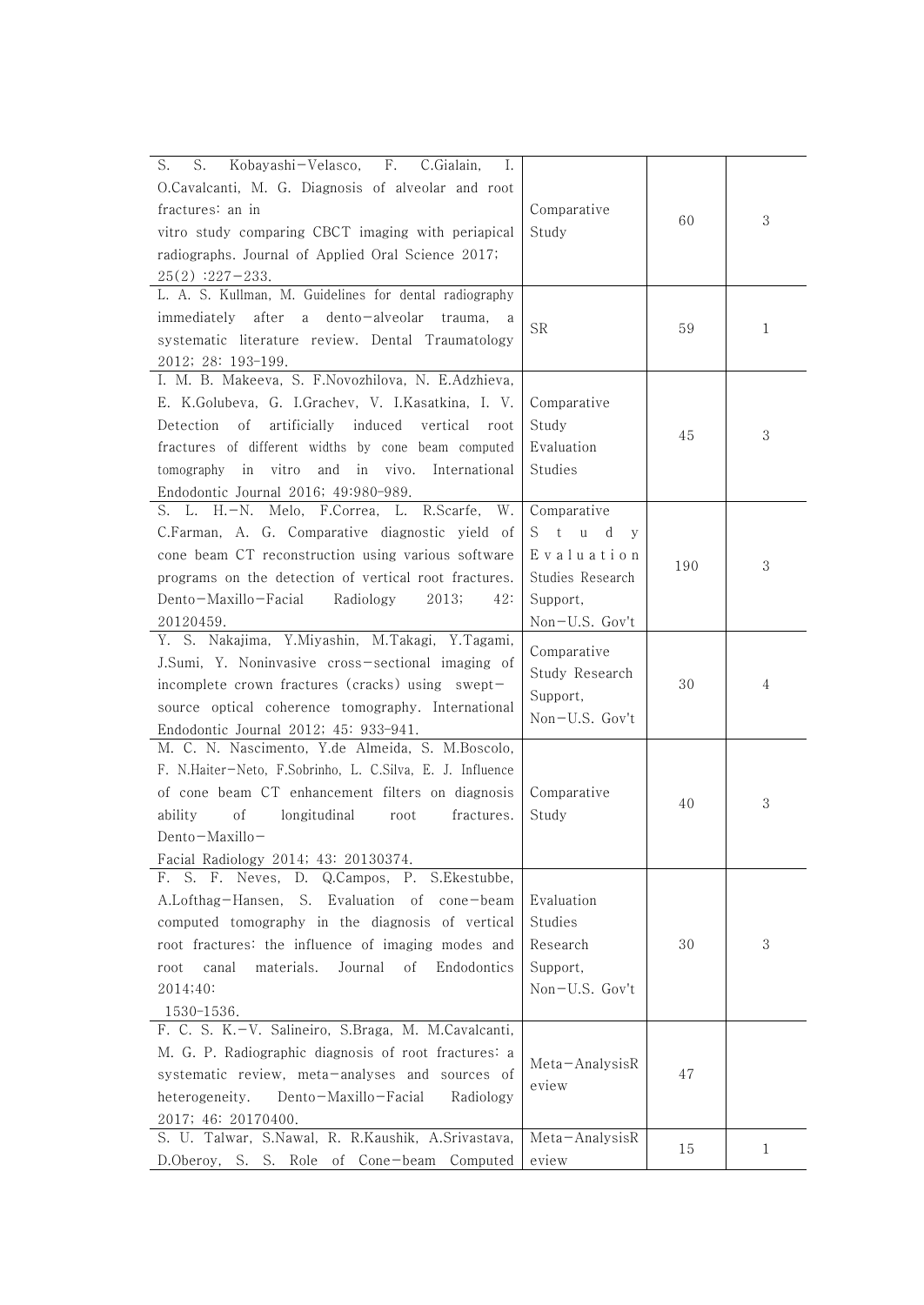| | | | |
|---|---|---|---|
| S. S. Kobayashi-Velasco, F. C.Gialain, I. O.Cavalcanti, M. G. Diagnosis of alveolar and root fractures: an in vitro study comparing CBCT imaging with periapical radiographs. Journal of Applied Oral Science 2017; 25(2) :227-233. | Comparative Study | 60 | 3 |
| L. A. S. Kullman, M. Guidelines for dental radiography immediately after a dento-alveolar trauma, a systematic literature review. Dental Traumatology 2012; 28: 193-199. | SR | 59 | 1 |
| I. M. B. Makeeva, S. F.Novozhilova, N. E.Adzhieva, E. K.Golubeva, G. I.Grachev, V. I.Kasatkina, I. V. Detection of artificially induced vertical root fractures of different widths by cone beam computed tomography in vitro and in vivo. International Endodontic Journal 2016; 49:980-989. | Comparative Study Evaluation Studies | 45 | 3 |
| S. L. H.-N. Melo, F.Correa, L. R.Scarfe, W. C.Farman, A. G. Comparative diagnostic yield of cone beam CT reconstruction using various software programs on the detection of vertical root fractures. Dento-Maxillo-Facial Radiology 2013; 42: 20120459. | Comparative Study Evaluation Studies Research Support, Non-U.S. Gov't | 190 | 3 |
| Y. S. Nakajima, Y.Miyashin, M.Takagi, Y.Tagami, J.Sumi, Y. Noninvasive cross-sectional imaging of incomplete crown fractures (cracks) using swept-source optical coherence tomography. International Endodontic Journal 2012; 45: 933-941. | Comparative Study Research Support, Non-U.S. Gov't | 30 | 4 |
| M. C. N. Nascimento, Y.de Almeida, S. M.Boscolo, F. N.Haiter-Neto, F.Sobrinho, L. C.Silva, E. J. Influence of cone beam CT enhancement filters on diagnosis ability of longitudinal root fractures. Dento-Maxillo-Facial Radiology 2014; 43: 20130374. | Comparative Study | 40 | 3 |
| F. S. F. Neves, D. Q.Campos, P. S.Ekestubbe, A.Lofthag-Hansen, S. Evaluation of cone-beam computed tomography in the diagnosis of vertical root fractures: the influence of imaging modes and root canal materials. Journal of Endodontics 2014;40: 1530-1536. | Evaluation Studies Research Support, Non-U.S. Gov't | 30 | 3 |
| F. C. S. K.-V. Salineiro, S.Braga, M. M.Cavalcanti, M. G. P. Radiographic diagnosis of root fractures: a systematic review, meta-analyses and sources of heterogeneity. Dento-Maxillo-Facial Radiology 2017; 46: 20170400. | Meta-AnalysisReview | 47 | |
| S. U. Talwar, S.Nawal, R. R.Kaushik, A.Srivastava, D.Oberoy, S. S. Role of Cone-beam Computed | Meta-AnalysisReview | 15 | 1 |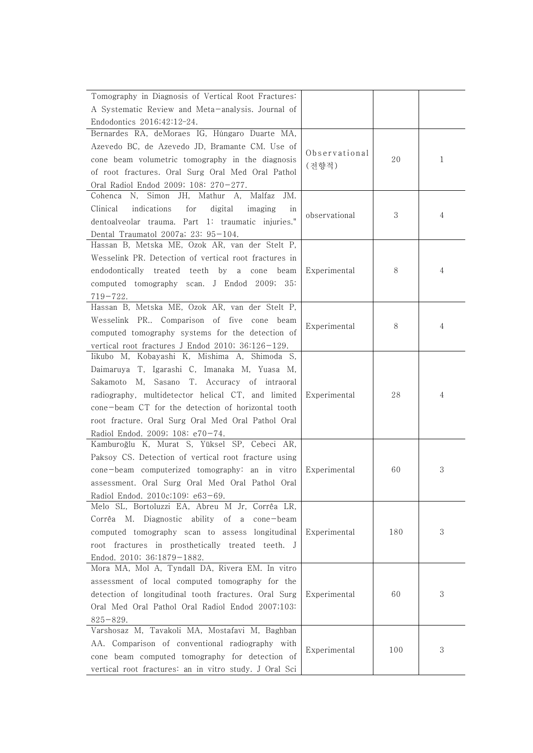| | | | |
|---|---|---|---|
| Tomography in Diagnosis of Vertical Root Fractures: A Systematic Review and Meta-analysis. Journal of Endodontics 2016;42:12-24. | | | |
| Bernardes RA, deMoraes IG, Húngaro Duarte MA, Azevedo BC, de Azevedo JD, Bramante CM. Use of cone beam volumetric tomography in the diagnosis of root fractures. Oral Surg Oral Med Oral Pathol Oral Radiol Endod 2009; 108: 270-277. | Observational (전향적) | 20 | 1 |
| Cohenca N, Simon JH, Mathur A, Malfaz JM. Clinical indications for digital imaging in dentoalveolar trauma. Part 1: traumatic injuries." Dental Traumatol 2007a; 23: 95-104. | observational | 3 | 4 |
| Hassan B, Metska ME, Ozok AR, van der Stelt P, Wesselink PR. Detection of vertical root fractures in endodontically treated teeth by a cone beam computed tomography scan. J Endod 2009; 35: 719-722. | Experimental | 8 | 4 |
| Hassan B, Metska ME, Ozok AR, van der Stelt P, Wesselink PR.. Comparison of five cone beam computed tomography systems for the detection of vertical root fractures J Endod 2010; 36:126-129. | Experimental | 8 | 4 |
| Iikubo M, Kobayashi K, Mishima A, Shimoda S, Daimaruya T, Igarashi C, Imanaka M, Yuasa M, Sakamoto M, Sasano T. Accuracy of intraoral radiography, multidetector helical CT, and limited cone-beam CT for the detection of horizontal tooth root fracture. Oral Surg Oral Med Oral Pathol Oral Radiol Endod. 2009; 108: e70-74. | Experimental | 28 | 4 |
| Kamburoğlu K, Murat S, Yüksel SP, Cebeci AR, Paksoy CS. Detection of vertical root fracture using cone-beam computerized tomography: an in vitro assessment. Oral Surg Oral Med Oral Pathol Oral Radiol Endod. 2010c;109: e63-69. | Experimental | 60 | 3 |
| Melo SL, Bortoluzzi EA, Abreu M Jr, Corrêa LR, Corrêa M. Diagnostic ability of a cone-beam computed tomography scan to assess longitudinal root fractures in prosthetically treated teeth. J Endod. 2010; 36:1879-1882. | Experimental | 180 | 3 |
| Mora MA, Mol A, Tyndall DA, Rivera EM. In vitro assessment of local computed tomography for the detection of longitudinal tooth fractures. Oral Surg Oral Med Oral Pathol Oral Radiol Endod 2007;103: 825-829. | Experimental | 60 | 3 |
| Varshosaz M, Tavakoli MA, Mostafavi M, Baghban AA. Comparison of conventional radiography with cone beam computed tomography for detection of vertical root fractures: an in vitro study. J Oral Sci | Experimental | 100 | 3 |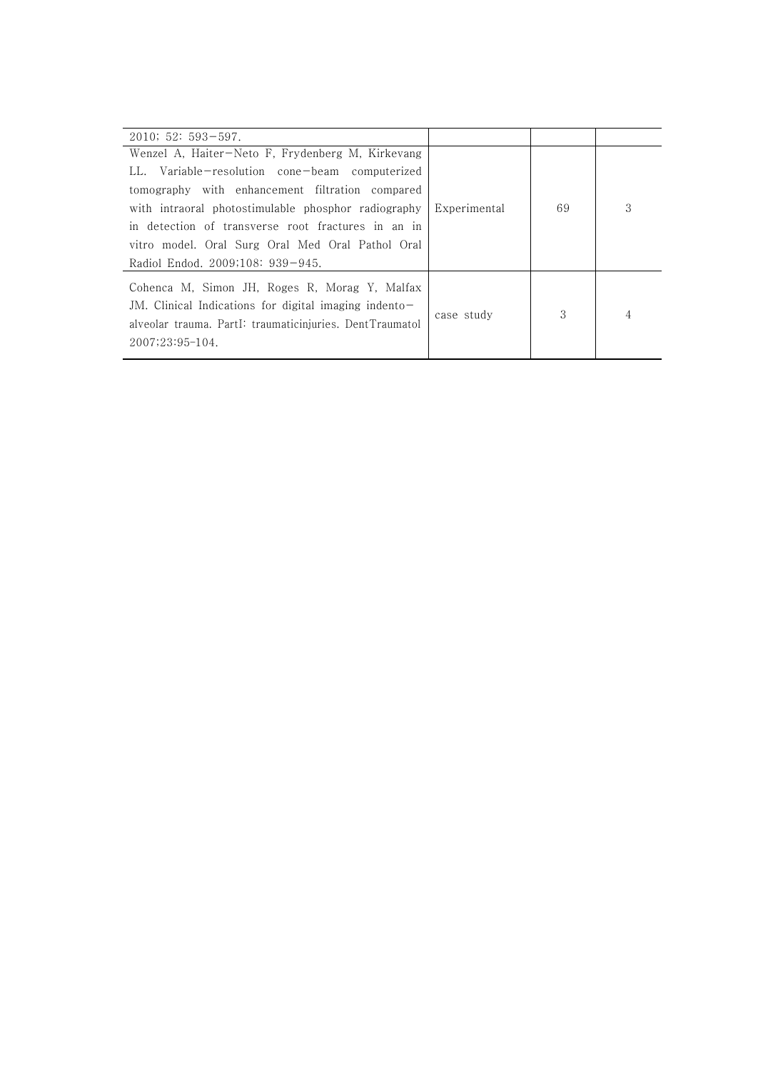| | | | |
|---|---|---|---|
| 2010; 52: 593−597. | | | |
| Wenzel A, Haiter−Neto F, Frydenberg M, Kirkevang LL. Variable−resolution cone−beam computerized tomography with enhancement filtration compared with intraoral photostimulable phosphor radiography in detection of transverse root fractures in an in vitro model. Oral Surg Oral Med Oral Pathol Oral Radiol Endod. 2009;108: 939−945. | Experimental | 69 | 3 |
| Cohenca M, Simon JH, Roges R, Morag Y, Malfax JM. Clinical Indications for digital imaging indento−alveolar trauma. PartI: traumaticinjuries. DentTraumatol 2007;23:95-104. | case study | 3 | 4 |